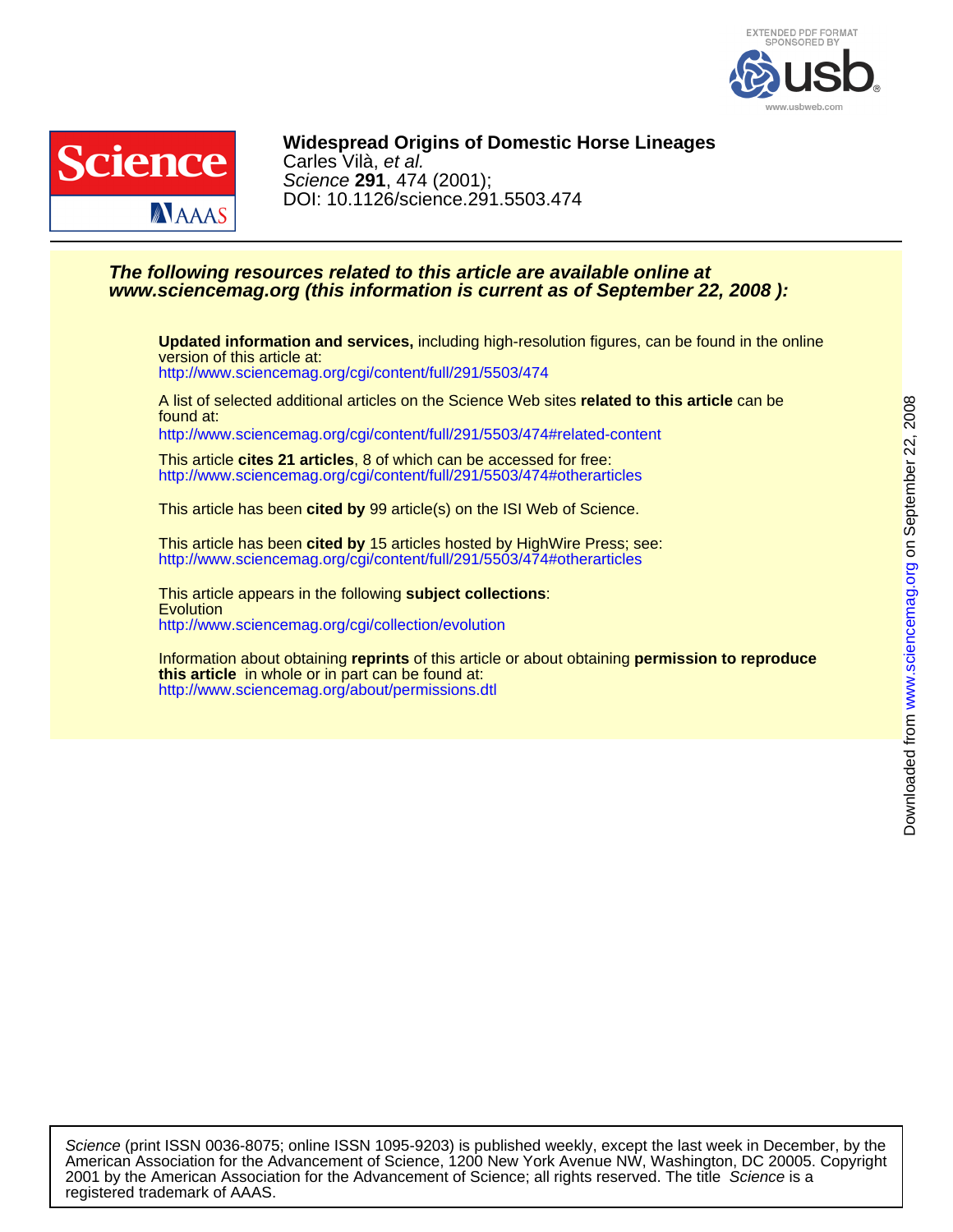**Widespread Origins of Domestic Horse Lineages**
Carles Vilà, *et al.*
*Science* **291**, 474 (2001);
DOI: 10.1126/science.291.5503.474

***The following resources related to this article are available online at www.sciencemag.org (this information is current as of September 22, 2008 ):***

**Updated information and services,** including high-resolution figures, can be found in the online version of this article at:
http://www.sciencemag.org/cgi/content/full/291/5503/474

A list of selected additional articles on the Science Web sites **related to this article** can be found at:
http://www.sciencemag.org/cgi/content/full/291/5503/474#related-content

This article **cites 21 articles**, 8 of which can be accessed for free:
http://www.sciencemag.org/cgi/content/full/291/5503/474#otherarticles

This article has been **cited by** 99 article(s) on the ISI Web of Science.

This article has been **cited by** 15 articles hosted by HighWire Press; see:
http://www.sciencemag.org/cgi/content/full/291/5503/474#otherarticles

This article appears in the following **subject collections**:
Evolution
http://www.sciencemag.org/cgi/collection/evolution

Information about obtaining **reprints** of this article or about obtaining **permission to reproduce this article** in whole or in part can be found at:
http://www.sciencemag.org/about/permissions.dtl

Downloaded from www.sciencemag.org on September 22, 2008

*Science* (print ISSN 0036-8075; online ISSN 1095-9203) is published weekly, except the last week in December, by the American Association for the Advancement of Science, 1200 New York Avenue NW, Washington, DC 20005. Copyright 2001 by the American Association for the Advancement of Science; all rights reserved. The title *Science* is a registered trademark of AAAS.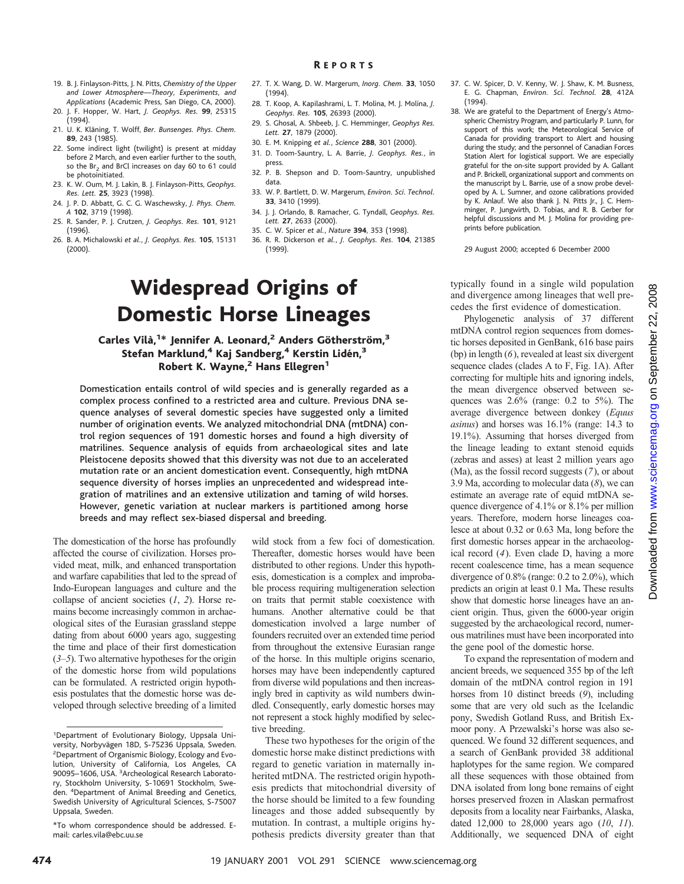19. B. J. Finlayson-Pitts, J. N. Pitts, *Chemistry of the Upper and Lower Atmosphere—Theory, Experiments, and Applications* (Academic Press, San Diego, CA, 2000).
20. J. F. Hopper, W. Hart, *J. Geophys. Res.* **99**, 25315 (1994).
21. U. K. Kläning, T. Wolff, *Ber. Bunsenges. Phys. Chem.* **89**, 243 (1985).
22. Some indirect light (twilight) is present at midday before 2 March, and even earlier further to the south, so the $Br_2$ and BrCl increases on day 60 to 61 could be photoinitiated.
23. K. W. Oum, M. J. Lakin, B. J. Finlayson-Pitts, *Geophys. Res. Lett.* **25**, 3923 (1998).
24. J. P. D. Abbatt, G. C. G. Waschewsky, *J. Phys. Chem. A* **102**, 3719 (1998).
25. R. Sander, P. J. Crutzen, *J. Geophys. Res.* **101**, 9121 (1996).
26. B. A. Michalowski *et al.*, *J. Geophys. Res.* **105**, 15131 (2000).
27. T. X. Wang, D. W. Margerum, *Inorg. Chem.* **33**, 1050 (1994).
28. T. Koop, A. Kapilashrami, L. T. Molina, M. J. Molina, *J. Geophys. Res.* **105**, 26393 (2000).
29. S. Ghosal, A. Shbeeb, J. C. Hemminger, *Geophys Res. Lett.* **27**, 1879 (2000).
30. E. M. Knipping *et al.*, *Science* **288**, 301 (2000).
31. D. Toom-Sauntry, L. A. Barrie, *J. Geophys. Res.*, in press.
32. P. B. Shepson and D. Toom-Sauntry, unpublished data.
33. W. P. Bartlett, D. W. Margerum, *Environ. Sci. Technol.* **33**, 3410 (1999).
34. J. J. Orlando, B. Ramacher, G. Tyndall, *Geophys. Res. Lett.* **27**, 2633 (2000).
35. C. W. Spicer *et al.*, *Nature* **394**, 353 (1998).
36. R. R. Dickerson *et al.*, *J. Geophys. Res.* **104**, 21385 (1999).
37. C. W. Spicer, D. V. Kenny, W. J. Shaw, K. M. Busness, E. G. Chapman, *Environ. Sci. Technol.* **28**, 412A (1994).
38. We are grateful to the Department of Energy's Atmospheric Chemistry Program, and particularly P. Lunn, for support of this work; the Meteorological Service of Canada for providing transport to Alert and housing during the study; and the personnel of Canadian Forces Station Alert for logistical support. We are especially grateful for the on-site support provided by A. Gallant and P. Brickell, organizational support and comments on the manuscript by L. Barrie, use of a snow probe developed by A. L. Sumner, and ozone calibrations provided by K. Anlauf. We also thank J. N. Pitts Jr., J. C. Hemminger, P. Jungwirth, D. Tobias, and R. B. Gerber for helpful discussions and M. J. Molina for providing preprints before publication.

29 August 2000; accepted 6 December 2000

# Widespread Origins of Domestic Horse Lineages

**Carles Vilà,[1]\* Jennifer A. Leonard,[2] Anders Götherström,[3] Stefan Marklund,[4] Kaj Sandberg,[4] Kerstin Lidén,[3] Robert K. Wayne,[2] Hans Ellegren[1]**

**Domestication entails control of wild species and is generally regarded as a complex process confined to a restricted area and culture. Previous DNA sequence analyses of several domestic species have suggested only a limited number of origination events. We analyzed mitochondrial DNA (mtDNA) control region sequences of 191 domestic horses and found a high diversity of matrilines. Sequence analysis of equids from archaeological sites and late Pleistocene deposits showed that this diversity was not due to an accelerated mutation rate or an ancient domestication event. Consequently, high mtDNA sequence diversity of horses implies an unprecedented and widespread integration of matrilines and an extensive utilization and taming of wild horses. However, genetic variation at nuclear markers is partitioned among horse breeds and may reflect sex-biased dispersal and breeding.**

The domestication of the horse has profoundly affected the course of civilization. Horses provided meat, milk, and enhanced transportation and warfare capabilities that led to the spread of Indo-European languages and culture and the collapse of ancient societies (*1*, *2*). Horse remains become increasingly common in archaeological sites of the Eurasian grassland steppe dating from about 6000 years ago, suggesting the time and place of their first domestication (*3*–*5*). Two alternative hypotheses for the origin of the domestic horse from wild populations can be formulated. A restricted origin hypothesis postulates that the domestic horse was developed through selective breeding of a limited wild stock from a few foci of domestication. Thereafter, domestic horses would have been distributed to other regions. Under this hypothesis, domestication is a complex and improbable process requiring multigeneration selection on traits that permit stable coexistence with humans. Another alternative could be that domestication involved a large number of founders recruited over an extended time period from throughout the extensive Eurasian range of the horse. In this multiple origins scenario, horses may have been independently captured from diverse wild populations and then increasingly bred in captivity as wild numbers dwindled. Consequently, early domestic horses may not represent a stock highly modified by selective breeding.

These two hypotheses for the origin of the domestic horse make distinct predictions with regard to genetic variation in maternally inherited mtDNA. The restricted origin hypothesis predicts that mitochondrial diversity of the horse should be limited to a few founding lineages and those added subsequently by mutation. In contrast, a multiple origins hypothesis predicts diversity greater than that typically found in a single wild population and divergence among lineages that well precedes the first evidence of domestication.

Phylogenetic analysis of 37 different mtDNA control region sequences from domestic horses deposited in GenBank, 616 base pairs (bp) in length (*6*), revealed at least six divergent sequence clades (clades A to F, Fig. 1A). After correcting for multiple hits and ignoring indels, the mean divergence observed between sequences was 2.6% (range: 0.2 to 5%). The average divergence between donkey (*Equus asinus*) and horses was 16.1% (range: 14.3 to 19.1%). Assuming that horses diverged from the lineage leading to extant stenoid equids (zebras and asses) at least 2 million years ago (Ma), as the fossil record suggests (*7*), or about 3.9 Ma, according to molecular data (*8*), we can estimate an average rate of equid mtDNA sequence divergence of 4.1% or 8.1% per million years. Therefore, modern horse lineages coalesce at about 0.32 or 0.63 Ma, long before the first domestic horses appear in the archaeological record (*4*). Even clade D, having a more recent coalescence time, has a mean sequence divergence of 0.8% (range: 0.2 to 2.0%), which predicts an origin at least 0.1 Ma**.** These results show that domestic horse lineages have an ancient origin. Thus, given the 6000-year origin suggested by the archaeological record, numerous matrilines must have been incorporated into the gene pool of the domestic horse.

To expand the representation of modern and ancient breeds, we sequenced 355 bp of the left domain of the mtDNA control region in 191 horses from 10 distinct breeds (*9*), including some that are very old such as the Icelandic pony, Swedish Gotland Russ, and British Exmoor pony. A Przewalski's horse was also sequenced. We found 32 different sequences, and a search of GenBank provided 38 additional haplotypes for the same region. We compared all these sequences with those obtained from DNA isolated from long bone remains of eight horses preserved frozen in Alaskan permafrost deposits from a locality near Fairbanks, Alaska, dated 12,000 to 28,000 years ago (*10*, *11*). Additionally, we sequenced DNA of eight

[1]Department of Evolutionary Biology, Uppsala University, Norbyvägen 18D, S-75236 Uppsala, Sweden. [2]Department of Organismic Biology, Ecology and Evolution, University of California, Los Angeles, CA 90095–1606, USA. [3]Archeological Research Laboratory, Stockholm University, S-10691 Stockholm, Sweden. [4]Department of Animal Breeding and Genetics, Swedish University of Agricultural Sciences, S-75007 Uppsala, Sweden.

\*To whom correspondence should be addressed. E-mail: carles.vila@ebc.uu.se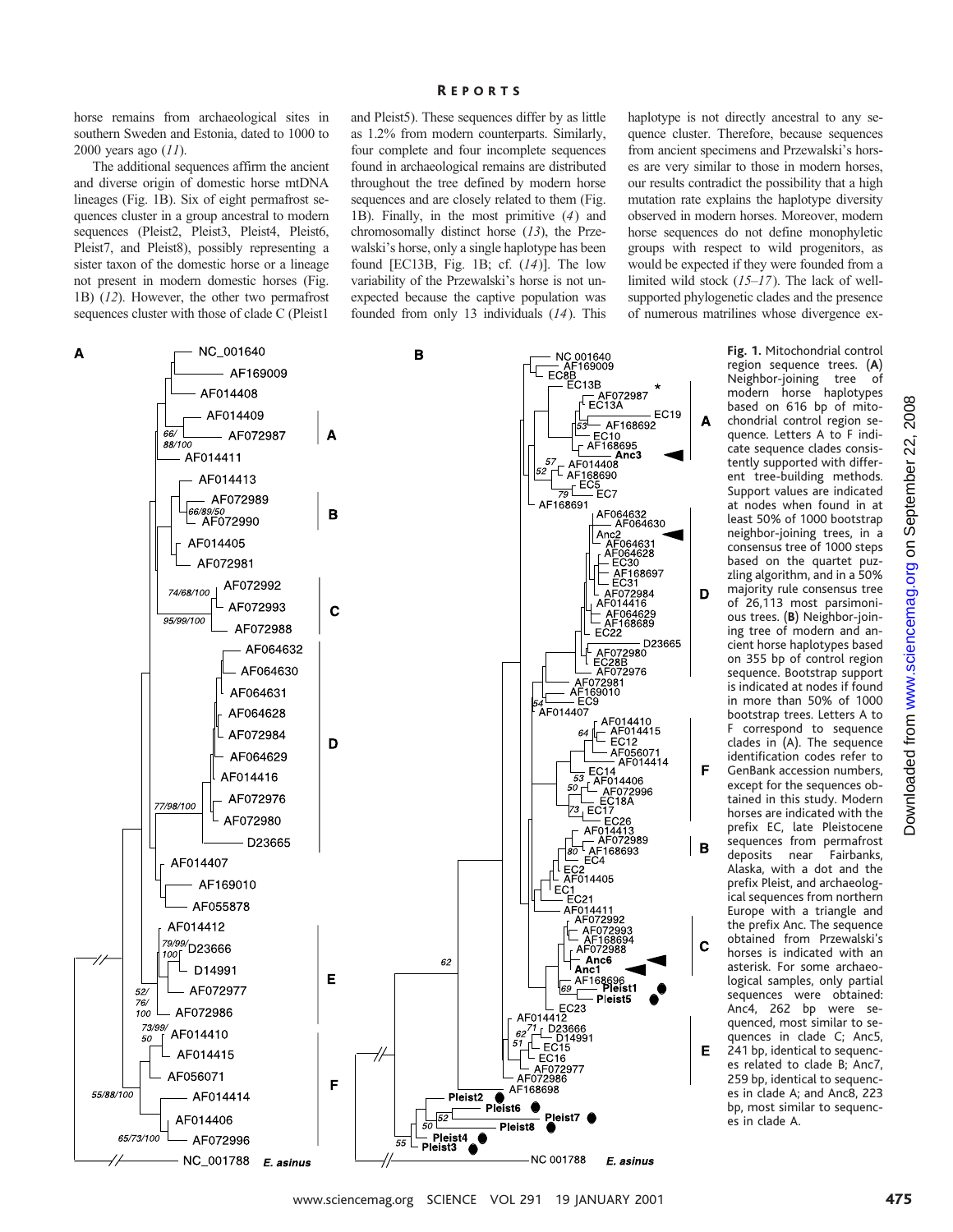horse remains from archaeological sites in southern Sweden and Estonia, dated to 1000 to 2000 years ago (*11*).

The additional sequences affirm the ancient and diverse origin of domestic horse mtDNA lineages (Fig. 1B). Six of eight permafrost sequences cluster in a group ancestral to modern sequences (Pleist2, Pleist3, Pleist4, Pleist6, Pleist7, and Pleist8), possibly representing a sister taxon of the domestic horse or a lineage not present in modern domestic horses (Fig. 1B) (*12*). However, the other two permafrost sequences cluster with those of clade C (Pleist1 and Pleist5). These sequences differ by as little as 1.2% from modern counterparts. Similarly, four complete and four incomplete sequences found in archaeological remains are distributed throughout the tree defined by modern horse sequences and are closely related to them (Fig. 1B). Finally, in the most primitive (*4*) and chromosomally distinct horse (*13*), the Przewalski's horse, only a single haplotype has been found [EC13B, Fig. 1B; cf. (*14*)]. The low variability of the Przewalski's horse is not unexpected because the captive population was founded from only 13 individuals (*14*). This haplotype is not directly ancestral to any sequence cluster. Therefore, because sequences from ancient specimens and Przewalski's horses are very similar to those in modern horses, our results contradict the possibility that a high mutation rate explains the haplotype diversity observed in modern horses. Moreover, modern horse sequences do not define monophyletic groups with respect to wild progenitors, as would be expected if they were founded from a limited wild stock (*15*–*17*). The lack of well-supported phylogenetic clades and the presence of numerous matrilines whose divergence ex-

**Fig. 1.** Mitochondrial control region sequence trees. (**A**) Neighbor-joining tree of modern horse haplotypes based on 616 bp of mitochondrial control region sequence. Letters A to F indicate sequence clades consistently supported with different tree-building methods. Support values are indicated at nodes when found in at least 50% of 1000 bootstrap neighbor-joining trees, in a consensus tree of 1000 steps based on the quartet puzzling algorithm, and in a 50% majority rule consensus tree of 26,113 most parsimonious trees. (**B**) Neighbor-joining tree of modern and ancient horse haplotypes based on 355 bp of control region sequence. Bootstrap support is indicated at nodes if found in more than 50% of 1000 bootstrap trees. Letters A to F correspond to sequence clades in (A). The sequence identification codes refer to GenBank accession numbers, except for the sequences obtained in this study. Modern horses are indicated with the prefix EC, late Pleistocene sequences from permafrost deposits near Fairbanks, Alaska, with a dot and the prefix Pleist, and archaeological sequences from northern Europe with a triangle and the prefix Anc. The sequence obtained from Przewalski's horses is indicated with an asterisk. For some archaeological samples, only partial sequences were obtained: Anc4, 262 bp were sequenced, most similar to sequences in clade C; Anc5, 241 bp, identical to sequences related to clade B; Anc7, 259 bp, identical to sequences in clade A; and Anc8, 223 bp, most similar to sequences in clade A.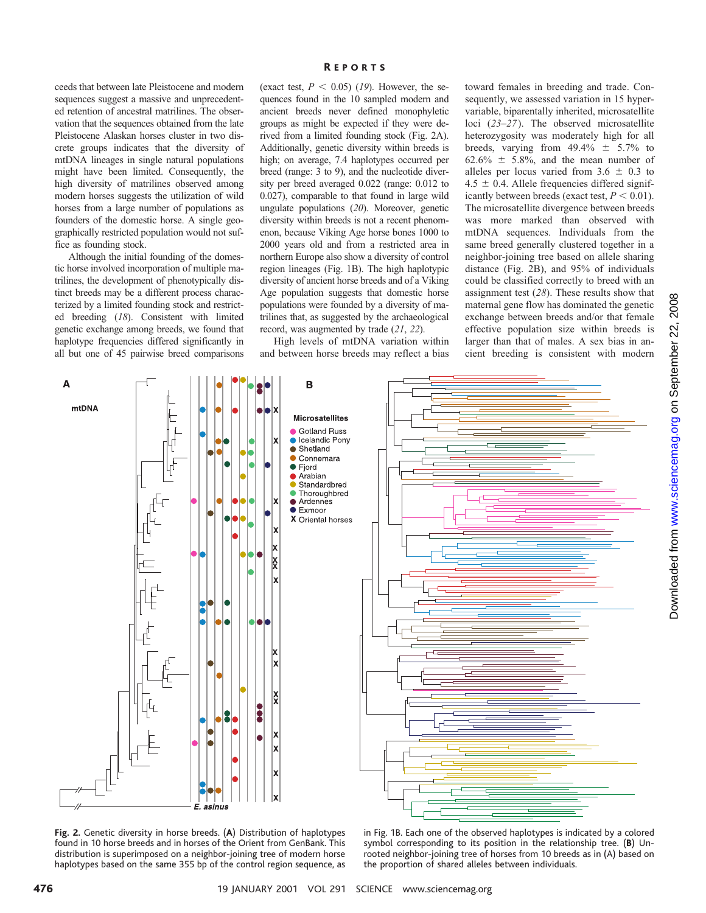ceeds that between late Pleistocene and modern sequences suggest a massive and unprecedented retention of ancestral matrilines. The observation that the sequences obtained from the late Pleistocene Alaskan horses cluster in two discrete groups indicates that the diversity of mtDNA lineages in single natural populations might have been limited. Consequently, the high diversity of matrilines observed among modern horses suggests the utilization of wild horses from a large number of populations as founders of the domestic horse. A single geographically restricted population would not suffice as founding stock.

Although the initial founding of the domestic horse involved incorporation of multiple matrilines, the development of phenotypically distinct breeds may be a different process characterized by a limited founding stock and restricted breeding (*18*). Consistent with limited genetic exchange among breeds, we found that haplotype frequencies differed significantly in all but one of 45 pairwise breed comparisons (exact test, $P < 0.05$) (*19*). However, the sequences found in the 10 sampled modern and ancient breeds never defined monophyletic groups as might be expected if they were derived from a limited founding stock (Fig. 2A). Additionally, genetic diversity within breeds is high; on average, 7.4 haplotypes occurred per breed (range: 3 to 9), and the nucleotide diversity per breed averaged 0.022 (range: 0.012 to 0.027), comparable to that found in large wild ungulate populations (*20*). Moreover, genetic diversity within breeds is not a recent phenomenon, because Viking Age horse bones 1000 to 2000 years old and from a restricted area in northern Europe also show a diversity of control region lineages (Fig. 1B). The high haplotypic diversity of ancient horse breeds and of a Viking Age population suggests that domestic horse populations were founded by a diversity of matrilines that, as suggested by the archaeological record, was augmented by trade (*21*, *22*).

High levels of mtDNA variation within and between horse breeds may reflect a bias toward females in breeding and trade. Consequently, we assessed variation in 15 hypervariable, biparentally inherited, microsatellite loci (*23–27*). The observed microsatellite heterozygosity was moderately high for all breeds, varying from 49.4% ± 5.7% to 62.6% ± 5.8%, and the mean number of alleles per locus varied from 3.6 ± 0.3 to 4.5 ± 0.4. Allele frequencies differed significantly between breeds (exact test, $P < 0.01$). The microsatellite divergence between breeds was more marked than observed with mtDNA sequences. Individuals from the same breed generally clustered together in a neighbor-joining tree based on allele sharing distance (Fig. 2B), and 95% of individuals could be classified correctly to breed with an assignment test (*28*). These results show that maternal gene flow has dominated the genetic exchange between breeds and/or that female effective population size within breeds is larger than that of males. A sex bias in ancient breeding is consistent with modern

**Fig. 2.** Genetic diversity in horse breeds. (**A**) Distribution of haplotypes found in 10 horse breeds and in horses of the Orient from GenBank. This distribution is superimposed on a neighbor-joining tree of modern horse haplotypes based on the same 355 bp of the control region sequence, as in Fig. 1B. Each one of the observed haplotypes is indicated by a colored symbol corresponding to its position in the relationship tree. (**B**) Unrooted neighbor-joining tree of horses from 10 breeds as in (A) based on the proportion of shared alleles between individuals.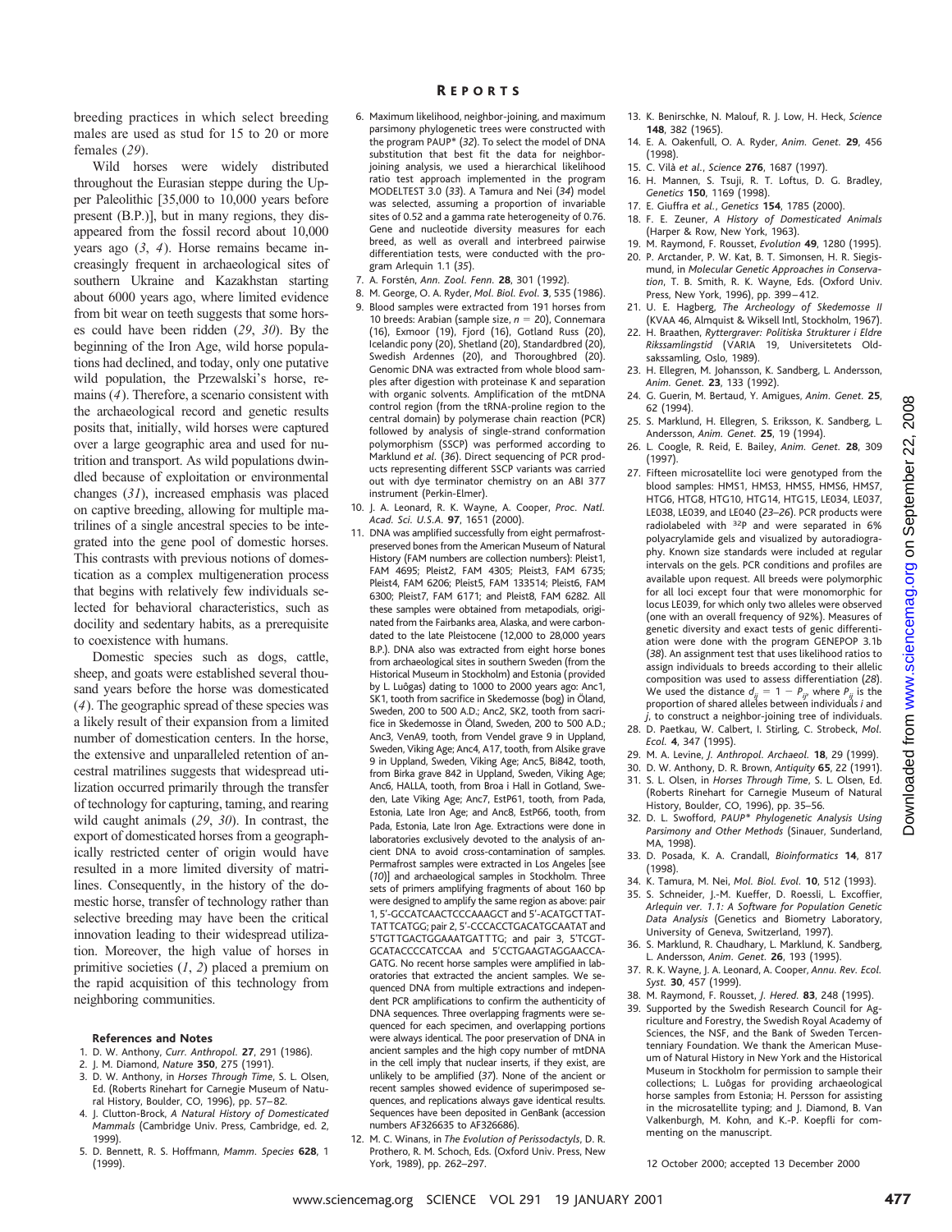breeding practices in which select breeding males are used as stud for 15 to 20 or more females (*29*).

Wild horses were widely distributed throughout the Eurasian steppe during the Upper Paleolithic [35,000 to 10,000 years before present (B.P.)], but in many regions, they disappeared from the fossil record about 10,000 years ago (*3*, *4*). Horse remains became increasingly frequent in archaeological sites of southern Ukraine and Kazakhstan starting about 6000 years ago, where limited evidence from bit wear on teeth suggests that some horses could have been ridden (*29*, *30*). By the beginning of the Iron Age, wild horse populations had declined, and today, only one putative wild population, the Przewalski's horse, remains (*4*). Therefore, a scenario consistent with the archaeological record and genetic results posits that, initially, wild horses were captured over a large geographic area and used for nutrition and transport. As wild populations dwindled because of exploitation or environmental changes (*31*), increased emphasis was placed on captive breeding, allowing for multiple matrilines of a single ancestral species to be integrated into the gene pool of domestic horses. This contrasts with previous notions of domestication as a complex multigeneration process that begins with relatively few individuals selected for behavioral characteristics, such as docility and sedentary habits, as a prerequisite to coexistence with humans.

Domestic species such as dogs, cattle, sheep, and goats were established several thousand years before the horse was domesticated (*4*). The geographic spread of these species was a likely result of their expansion from a limited number of domestication centers. In the horse, the extensive and unparalleled retention of ancestral matrilines suggests that widespread utilization occurred primarily through the transfer of technology for capturing, taming, and rearing wild caught animals (*29*, *30*). In contrast, the export of domesticated horses from a geographically restricted center of origin would have resulted in a more limited diversity of matrilines. Consequently, in the history of the domestic horse, transfer of technology rather than selective breeding may have been the critical innovation leading to their widespread utilization. Moreover, the high value of horses in primitive societies (*1*, *2*) placed a premium on the rapid acquisition of this technology from neighboring communities.

### References and Notes

1. D. W. Anthony, *Curr. Anthropol.* **27**, 291 (1986).
2. J. M. Diamond, *Nature* **350**, 275 (1991).
3. D. W. Anthony, in *Horses Through Time*, S. L. Olsen, Ed. (Roberts Rinehart for Carnegie Museum of Natural History, Boulder, CO, 1996), pp. 57–82.
4. J. Clutton-Brock, *A Natural History of Domesticated Mammals* (Cambridge Univ. Press, Cambridge, ed. 2, 1999).
5. D. Bennett, R. S. Hoffmann, *Mamm. Species* **628**, 1 (1999).
6. Maximum likelihood, neighbor-joining, and maximum parsimony phylogenetic trees were constructed with the program PAUP* (*32*). To select the model of DNA substitution that best fit the data for neighbor-joining analysis, we used a hierarchical likelihood ratio test approach implemented in the program MODELTEST 3.0 (*33*). A Tamura and Nei (*34*) model was selected, assuming a proportion of invariable sites of 0.52 and a gamma rate heterogeneity of 0.76. Gene and nucleotide diversity measures for each breed, as well as overall and interbreed pairwise differentiation tests, were conducted with the program Arlequin 1.1 (*35*).
7. A. Forstén, *Ann. Zool. Fenn.* **28**, 301 (1992).
8. M. George, O. A. Ryder, *Mol. Biol. Evol.* **3**, 535 (1986).
9. Blood samples were extracted from 191 horses from 10 breeds: Arabian (sample size, $n = 20$), Connemara (16), Exmoor (19), Fjord (16), Gotland Russ (20), Icelandic pony (20), Shetland (20), Standardbred (20), Swedish Ardennes (20), and Thoroughbred (20). Genomic DNA was extracted from whole blood samples after digestion with proteinase K and separation with organic solvents. Amplification of the mtDNA control region (from the tRNA-proline region to the central domain) by polymerase chain reaction (PCR) followed by analysis of single-strand conformation polymorphism (SSCP) was performed according to Marklund *et al.* (*36*). Direct sequencing of PCR products representing different SSCP variants was carried out with dye terminator chemistry on an ABI 377 instrument (Perkin-Elmer).
10. J. A. Leonard, R. K. Wayne, A. Cooper, *Proc. Natl. Acad. Sci. U.S.A.* **97**, 1651 (2000).
11. DNA was amplified successfully from eight permafrost-preserved bones from the American Museum of Natural History (FAM numbers are collection numbers): Pleist1, FAM 4695; Pleist2, FAM 4305; Pleist3, FAM 6735; Pleist4, FAM 6206; Pleist5, FAM 133514; Pleist6, FAM 6300; Pleist7, FAM 6171; and Pleist8, FAM 6282. All these samples were obtained from metapodials, originated from the Fairbanks area, Alaska, and were carbon-dated to the late Pleistocene (12,000 to 28,000 years B.P.). DNA also was extracted from eight horse bones from archaeological sites in southern Sweden (from the Historical Museum in Stockholm) and Estonia (provided by L. Luõgas) dating to 1000 to 2000 years ago: Anc1, SK1, tooth from sacrifice in Skedemosse (bog) in Öland, Sweden, 200 to 500 A.D.; Anc2, SK2, tooth from sacrifice in Skedemosse in Öland, Sweden, 200 to 500 A.D.; Anc3, VenA9, tooth, from Vendel grave 9 in Uppland, Sweden, Viking Age; Anc4, A17, tooth, from Alsike grave 9 in Uppland, Sweden, Viking Age; Anc5, Bi842, tooth, from Birka grave 842 in Uppland, Sweden, Viking Age; Anc6, HALLA, tooth, from Broa i Hall in Gotland, Sweden, Late Viking Age; Anc7, EstP61, tooth, from Pada, Estonia, Late Iron Age; and Anc8, EstP66, tooth, from Pada, Estonia, Late Iron Age. Extractions were done in laboratories exclusively devoted to the analysis of ancient DNA to avoid cross-contamination of samples. Permafrost samples were extracted in Los Angeles [see (*10*)] and archaeological samples in Stockholm. Three sets of primers amplifying fragments of about 160 bp were designed to amplify the same region as above: pair 1, 5'-GCCATCAACTCCCAAAGCT and 5'-ACATGCTTAT-TATTCATGG; pair 2, 5'-CCCACCTGACATGCAATAT and 5'TGTTGACTGGAAATGATTTG; and pair 3, 5'TCGT-GCATACCCCATCCAA and 5'CCTGAAGTAGGAACCA-GATG. No recent horse samples were amplified in laboratories that extracted the ancient samples. We sequenced DNA from multiple extractions and independent PCR amplifications to confirm the authenticity of DNA sequences. Three overlapping fragments were sequenced for each specimen, and overlapping portions were always identical. The poor preservation of DNA in ancient samples and the high copy number of mtDNA in the cell imply that nuclear inserts, if they exist, are unlikely to be amplified (*37*). None of the ancient or recent samples showed evidence of superimposed sequences, and replications always gave identical results. Sequences have been deposited in GenBank (accession numbers AF326635 to AF326686).
12. M. C. Winans, in *The Evolution of Perissodactyls*, D. R. Prothero, R. M. Schoch, Eds. (Oxford Univ. Press, New York, 1989), pp. 262–297.
13. K. Benirschke, N. Malouf, R. J. Low, H. Heck, *Science* **148**, 382 (1965).
14. E. A. Oakenfull, O. A. Ryder, *Anim. Genet.* **29**, 456 (1998).
15. C. Vilà *et al.*, *Science* **276**, 1687 (1997).
16. H. Mannen, S. Tsuji, R. T. Loftus, D. G. Bradley, *Genetics* **150**, 1169 (1998).
17. E. Giuffra *et al.*, *Genetics* **154**, 1785 (2000).
18. F. E. Zeuner, *A History of Domesticated Animals* (Harper & Row, New York, 1963).
19. M. Raymond, F. Rousset, *Evolution* **49**, 1280 (1995).
20. P. Arctander, P. W. Kat, B. T. Simonsen, H. R. Siegismund, in *Molecular Genetic Approaches in Conservation*, T. B. Smith, R. K. Wayne, Eds. (Oxford Univ. Press, New York, 1996), pp. 399–412.
21. U. E. Hagberg, *The Archeology of Skedemosse II* (KVAA 46, Almquist & Wiksell Intl, Stockholm, 1967).
22. H. Braathen, *Ryttergraver: Politiska Strukturer i Eldre Rikssamlingstid* (VARIA 19, Universitetets Oldsakssamling, Oslo, 1989).
23. H. Ellegren, M. Johansson, K. Sandberg, L. Andersson, *Anim. Genet.* **23**, 133 (1992).
24. G. Guerin, M. Bertaud, Y. Amigues, *Anim. Genet.* **25**, 62 (1994).
25. S. Marklund, H. Ellegren, S. Eriksson, K. Sandberg, L. Andersson, *Anim. Genet.* **25**, 19 (1994).
26. L. Coogle, R. Reid, E. Bailey, *Anim. Genet.* **28**, 309 (1997).
27. Fifteen microsatellite loci were genotyped from the blood samples: HMS1, HMS3, HMS5, HMS6, HMS7, HTG6, HTG8, HTG10, HTG14, HTG15, LE034, LE037, LE038, LE039, and LE040 (*23*–*26*). PCR products were radiolabeled with $^{32}P$ and were separated in 6% polyacrylamide gels and visualized by autoradiography. Known size standards were included at regular intervals on the gels. PCR conditions and profiles are available upon request. All breeds were polymorphic for all loci except four that were monomorphic for locus LE039, for which only two alleles were observed (one with an overall frequency of 92%). Measures of genetic diversity and exact tests of genic differentiation were done with the program GENEPOP 3.1b (*38*). An assignment test that uses likelihood ratios to assign individuals to breeds according to their allelic composition was used to assess differentiation (*28*). We used the distance $d_{ij} = 1 - P_{ij}$, where $P_{ij}$ is the proportion of shared alleles between individuals *i* and *j*, to construct a neighbor-joining tree of individuals.
28. D. Paetkau, W. Calbert, I. Stirling, C. Strobeck, *Mol. Ecol.* **4**, 347 (1995).
29. M. A. Levine, *J. Anthropol. Archaeol.* **18**, 29 (1999).
30. D. W. Anthony, D. R. Brown, *Antiquity* **65**, 22 (1991).
31. S. L. Olsen, in *Horses Through Time*, S. L. Olsen, Ed. (Roberts Rinehart for Carnegie Museum of Natural History, Boulder, CO, 1996), pp. 35–56.
32. D. L. Swofford, *PAUP\* Phylogenetic Analysis Using Parsimony and Other Methods* (Sinauer, Sunderland, MA, 1998).
33. D. Posada, K. A. Crandall, *Bioinformatics* **14**, 817 (1998).
34. K. Tamura, M. Nei, *Mol. Biol. Evol.* **10**, 512 (1993).
35. S. Schneider, J.-M. Kueffer, D. Roessli, L. Excoffier, *Arlequin ver. 1.1: A Software for Population Genetic Data Analysis* (Genetics and Biometry Laboratory, University of Geneva, Switzerland, 1997).
36. S. Marklund, R. Chaudhary, L. Marklund, K. Sandberg, L. Andersson, *Anim. Genet.* **26**, 193 (1995).
37. R. K. Wayne, J. A. Leonard, A. Cooper, *Annu. Rev. Ecol. Syst.* **30**, 457 (1999).
38. M. Raymond, F. Rousset, *J. Hered.* **83**, 248 (1995).
39. Supported by the Swedish Research Council for Agriculture and Forestry, the Swedish Royal Academy of Sciences, the NSF, and the Bank of Sweden Tercentenniary Foundation. We thank the American Museum of Natural History in New York and the Historical Museum in Stockholm for permission to sample their collections; L. Luõgas for providing archaeological horse samples from Estonia; H. Persson for assisting in the microsatellite typing; and J. Diamond, B. Van Valkenburgh, M. Kohn, and K.-P. Koepfli for commenting on the manuscript.

12 October 2000; accepted 13 December 2000